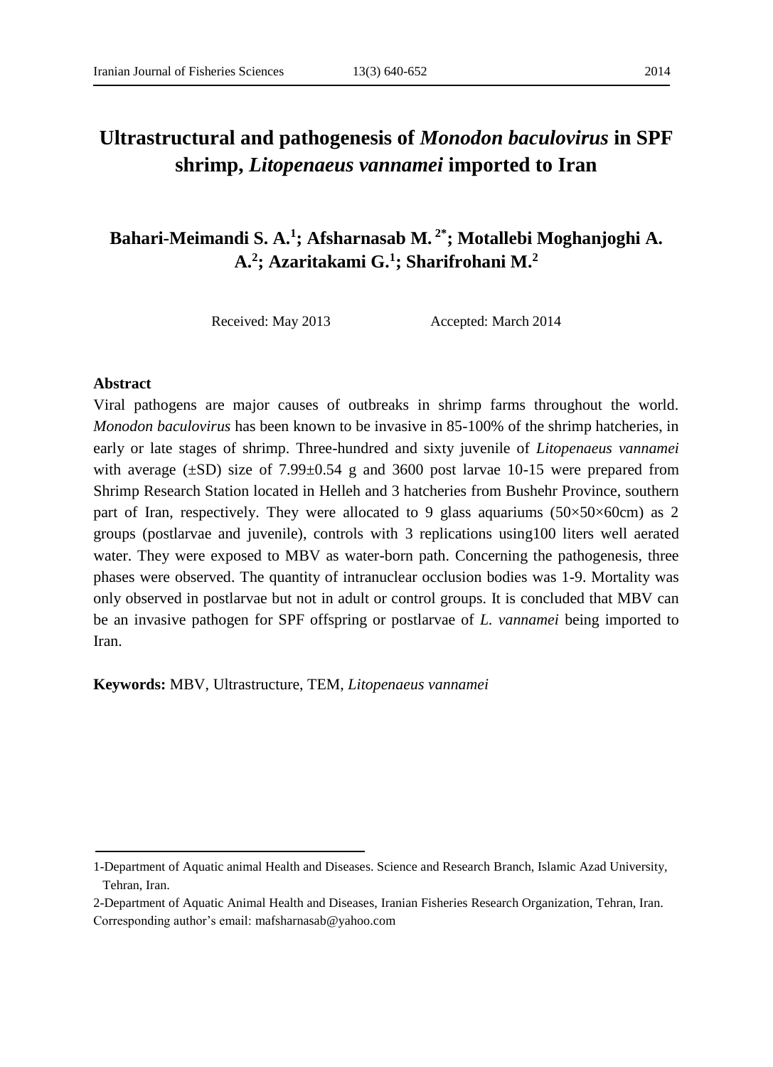# Ultrastructural and pathogenesis of *Monodon baculovirus* in SPF shrimp, *Litopenaeus vannamei* imported to Iran

**Bahari-Meimandi S. A.[1]; Afsharnasab M.[2*]; Motallebi Moghanjoghi A. A.[2]; Azaritakami G.[1]; Sharifrohani M.[2]**

Received: May 2013 Accepted: March 2014

## Abstract

Viral pathogens are major causes of outbreaks in shrimp farms throughout the world. *Monodon baculovirus* has been known to be invasive in 85-100% of the shrimp hatcheries, in early or late stages of shrimp. Three-hundred and sixty juvenile of *Litopenaeus vannamei* with average (±SD) size of 7.99±0.54 g and 3600 post larvae 10-15 were prepared from Shrimp Research Station located in Helleh and 3 hatcheries from Bushehr Province, southern part of Iran, respectively. They were allocated to 9 glass aquariums (50×50×60cm) as 2 groups (postlarvae and juvenile), controls with 3 replications using100 liters well aerated water. They were exposed to MBV as water-born path. Concerning the pathogenesis, three phases were observed. The quantity of intranuclear occlusion bodies was 1-9. Mortality was only observed in postlarvae but not in adult or control groups. It is concluded that MBV can be an invasive pathogen for SPF offspring or postlarvae of *L. vannamei* being imported to Iran.

**Keywords:** MBV, Ultrastructure, TEM, *Litopenaeus vannamei*

---

1-Department of Aquatic animal Health and Diseases. Science and Research Branch, Islamic Azad University, Tehran, Iran.

2-Department of Aquatic Animal Health and Diseases, Iranian Fisheries Research Organization, Tehran, Iran.

Corresponding author's email: mafsharnasab@yahoo.com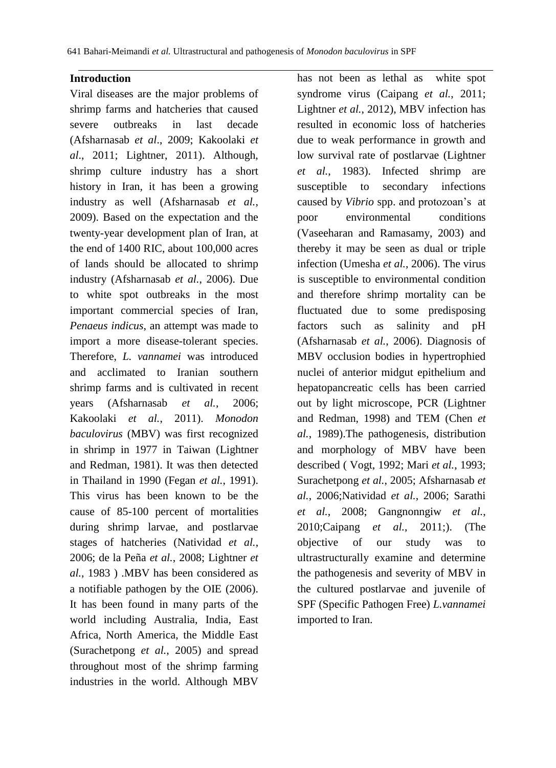## Introduction

Viral diseases are the major problems of shrimp farms and hatcheries that caused severe outbreaks in last decade (Afsharnasab *et al*., 2009; Kakoolaki *et al*., 2011; Lightner, 2011). Although, shrimp culture industry has a short history in Iran, it has been a growing industry as well (Afsharnasab *et al.*, 2009). Based on the expectation and the twenty-year development plan of Iran, at the end of 1400 RIC, about 100,000 acres of lands should be allocated to shrimp industry (Afsharnasab *et al.*, 2006). Due to white spot outbreaks in the most important commercial species of Iran, *Penaeus indicus*, an attempt was made to import a more disease-tolerant species. Therefore, *L. vannamei* was introduced and acclimated to Iranian southern shrimp farms and is cultivated in recent years (Afsharnasab *et al.*, 2006; Kakoolaki *et al.*, 2011). *Monodon baculovirus* (MBV) was first recognized in shrimp in 1977 in Taiwan (Lightner and Redman, 1981). It was then detected in Thailand in 1990 (Fegan *et al.*, 1991). This virus has been known to be the cause of 85-100 percent of mortalities during shrimp larvae, and postlarvae stages of hatcheries (Natividad *et al.*, 2006; de la Peña *et al.*, 2008; Lightner *et al.*, 1983 ) .MBV has been considered as a notifiable pathogen by the OIE (2006). It has been found in many parts of the world including Australia, India, East Africa, North America, the Middle East (Surachetpong *et al.*, 2005) and spread throughout most of the shrimp farming industries in the world. Although MBV has not been as lethal as white spot syndrome virus (Caipang *et al.*, 2011; Lightner *et al.*, 2012), MBV infection has resulted in economic loss of hatcheries due to weak performance in growth and low survival rate of postlarvae (Lightner *et al.*, 1983). Infected shrimp are susceptible to secondary infections caused by *Vibrio* spp. and protozoan's at poor environmental conditions (Vaseeharan and Ramasamy, 2003) and thereby it may be seen as dual or triple infection (Umesha *et al.*, 2006). The virus is susceptible to environmental condition and therefore shrimp mortality can be fluctuated due to some predisposing factors such as salinity and pH (Afsharnasab *et al.*, 2006). Diagnosis of MBV occlusion bodies in hypertrophied nuclei of anterior midgut epithelium and hepatopancreatic cells has been carried out by light microscope, PCR (Lightner and Redman, 1998) and TEM (Chen *et al.*, 1989).The pathogenesis, distribution and morphology of MBV have been described ( Vogt, 1992; Mari *et al.*, 1993; Surachetpong *et al.*, 2005; Afsharnasab *et al.*, 2006;Natividad *et al.*, 2006; Sarathi *et al.*, 2008; Gangnonngiw *et al.*, 2010;Caipang *et al.*, 2011;). (The objective of our study was to ultrastructurally examine and determine the pathogenesis and severity of MBV in the cultured postlarvae and juvenile of SPF (Specific Pathogen Free) *L.vannamei* imported to Iran.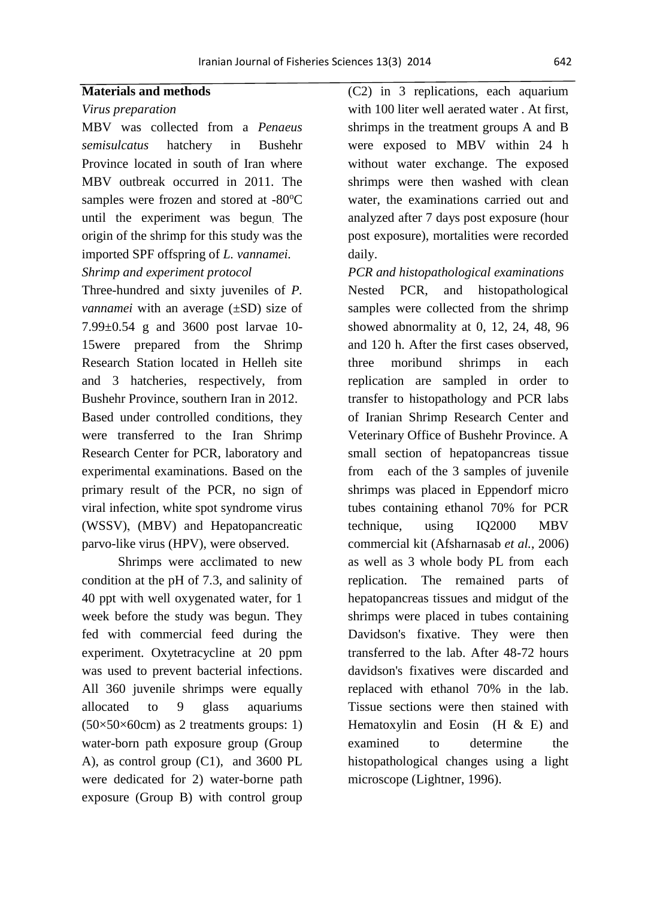## Materials and methods

*Virus preparation*

MBV was collected from a *Penaeus semisulcatus* hatchery in Bushehr Province located in south of Iran where MBV outbreak occurred in 2011. The samples were frozen and stored at -80$^{o}$C until the experiment was begun. The origin of the shrimp for this study was the imported SPF offspring of *L. vannamei.*

*Shrimp and experiment protocol*

Three-hundred and sixty juveniles of *P. vannamei* with an average (±SD) size of 7.99±0.54 g and 3600 post larvae 10-15were prepared from the Shrimp Research Station located in Helleh site and 3 hatcheries, respectively, from Bushehr Province, southern Iran in 2012. Based under controlled conditions, they were transferred to the Iran Shrimp Research Center for PCR, laboratory and experimental examinations. Based on the primary result of the PCR, no sign of viral infection, white spot syndrome virus (WSSV), (MBV) and Hepatopancreatic parvo-like virus (HPV), were observed.

Shrimps were acclimated to new condition at the pH of 7.3, and salinity of 40 ppt with well oxygenated water, for 1 week before the study was begun. They fed with commercial feed during the experiment. Oxytetracycline at 20 ppm was used to prevent bacterial infections. All 360 juvenile shrimps were equally allocated to 9 glass aquariums (50×50×60cm) as 2 treatments groups: 1) water-born path exposure group (Group A), as control group (C1), and 3600 PL were dedicated for 2) water-borne path exposure (Group B) with control group (C2) in 3 replications, each aquarium with 100 liter well aerated water . At first, shrimps in the treatment groups A and B were exposed to MBV within 24 h without water exchange. The exposed shrimps were then washed with clean water, the examinations carried out and analyzed after 7 days post exposure (hour post exposure), mortalities were recorded daily.

*PCR and histopathological examinations*

Nested PCR, and histopathological samples were collected from the shrimp showed abnormality at 0, 12, 24, 48, 96 and 120 h. After the first cases observed, three moribund shrimps in each replication are sampled in order to transfer to histopathology and PCR labs of Iranian Shrimp Research Center and Veterinary Office of Bushehr Province. A small section of hepatopancreas tissue from each of the 3 samples of juvenile shrimps was placed in Eppendorf micro tubes containing ethanol 70% for PCR technique, using IQ2000 MBV commercial kit (Afsharnasab *et al.*, 2006) as well as 3 whole body PL from each replication. The remained parts of hepatopancreas tissues and midgut of the shrimps were placed in tubes containing Davidson's fixative. They were then transferred to the lab. After 48-72 hours davidson's fixatives were discarded and replaced with ethanol 70% in the lab. Tissue sections were then stained with Hematoxylin and Eosin (H & E) and examined to determine the histopathological changes using a light microscope (Lightner, 1996).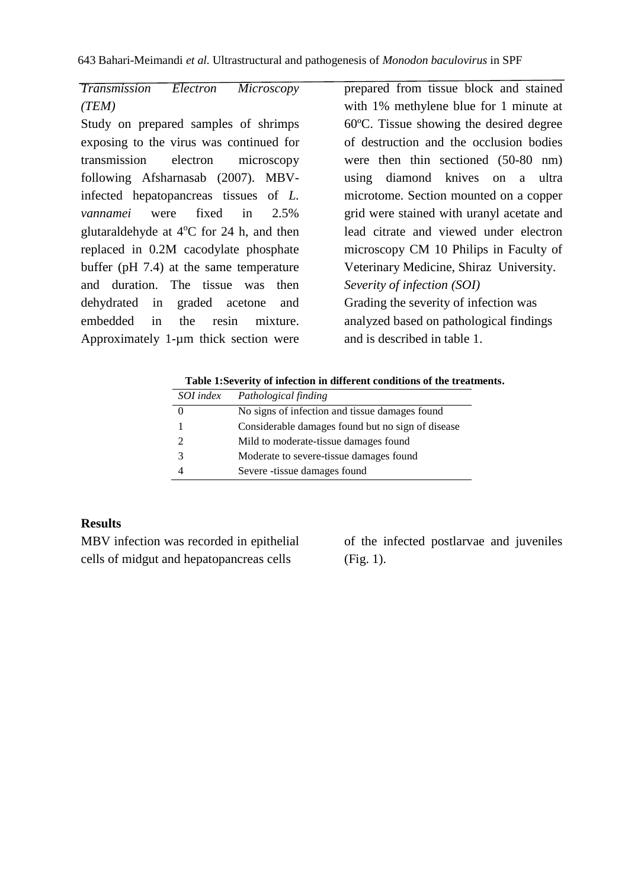*Transmission Electron Microscopy (TEM)*

Study on prepared samples of shrimps exposing to the virus was continued for transmission electron microscopy following Afsharnasab (2007). MBV-infected hepatopancreas tissues of *L. vannamei* were fixed in 2.5% glutaraldehyde at 4ºC for 24 h, and then replaced in 0.2M cacodylate phosphate buffer (pH 7.4) at the same temperature and duration. The tissue was then dehydrated in graded acetone and embedded in the resin mixture. Approximately 1-µm thick section were prepared from tissue block and stained with 1% methylene blue for 1 minute at 60ºC. Tissue showing the desired degree of destruction and the occlusion bodies were then thin sectioned (50-80 nm) using diamond knives on a ultra microtome. Section mounted on a copper grid were stained with uranyl acetate and lead citrate and viewed under electron microscopy CM 10 Philips in Faculty of Veterinary Medicine, Shiraz University.

*Severity of infection (SOI)*

Grading the severity of infection was analyzed based on pathological findings and is described in table 1.

**Table 1:Severity of infection in different conditions of the treatments.**

| *SOI index* | *Pathological finding* |
| --- | --- |
| 0 | No signs of infection and tissue damages found |
| 1 | Considerable damages found but no sign of disease |
| 2 | Mild to moderate-tissue damages found |
| 3 | Moderate to severe-tissue damages found |
| 4 | Severe -tissue damages found |

## Results

MBV infection was recorded in epithelial cells of midgut and hepatopancreas cells of the infected postlarvae and juveniles (Fig. 1).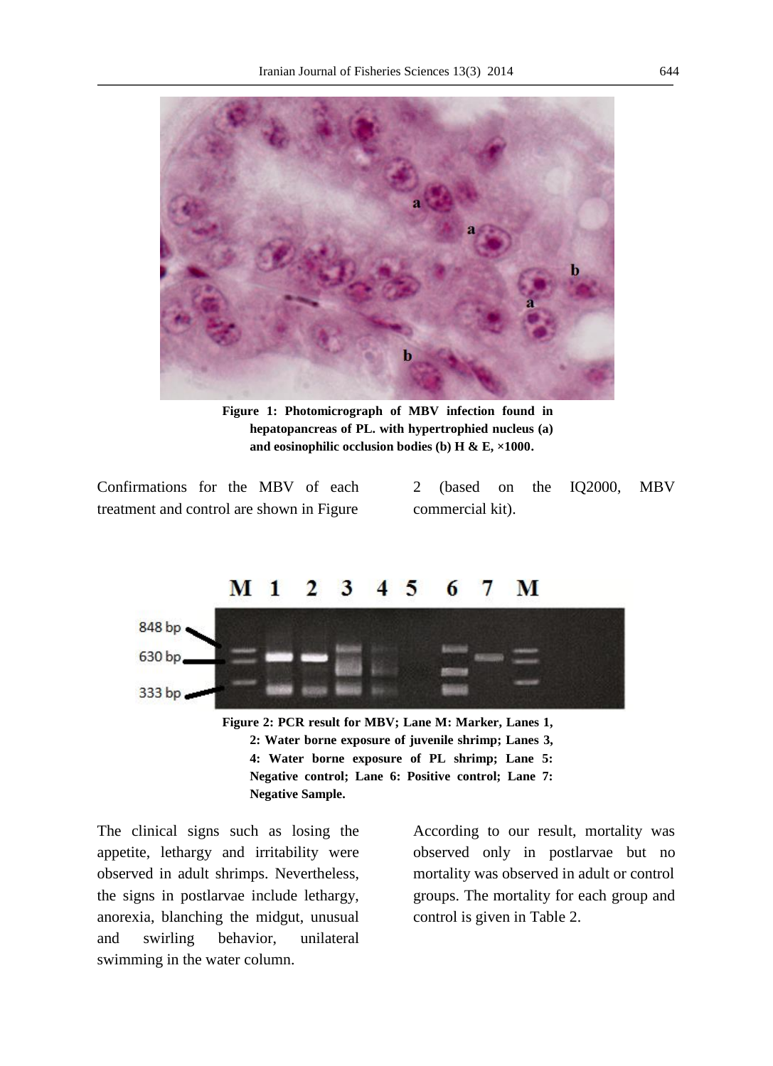Figure 1: Photomicrograph of MBV infection found in hepatopancreas of PL. with hypertrophied nucleus (a) and eosinophilic occlusion bodies (b) H & E, ×1000.

Confirmations for the MBV of each treatment and control are shown in Figure 2 (based on the IQ2000, MBV commercial kit).

Figure 2: PCR result for MBV; Lane M: Marker, Lanes 1, 2: Water borne exposure of juvenile shrimp; Lanes 3, 4: Water borne exposure of PL shrimp; Lane 5: Negative control; Lane 6: Positive control; Lane 7: Negative Sample.

The clinical signs such as losing the appetite, lethargy and irritability were observed in adult shrimps. Nevertheless, the signs in postlarvae include lethargy, anorexia, blanching the midgut, unusual and swirling behavior, unilateral swimming in the water column.

According to our result, mortality was observed only in postlarvae but no mortality was observed in adult or control groups. The mortality for each group and control is given in Table 2.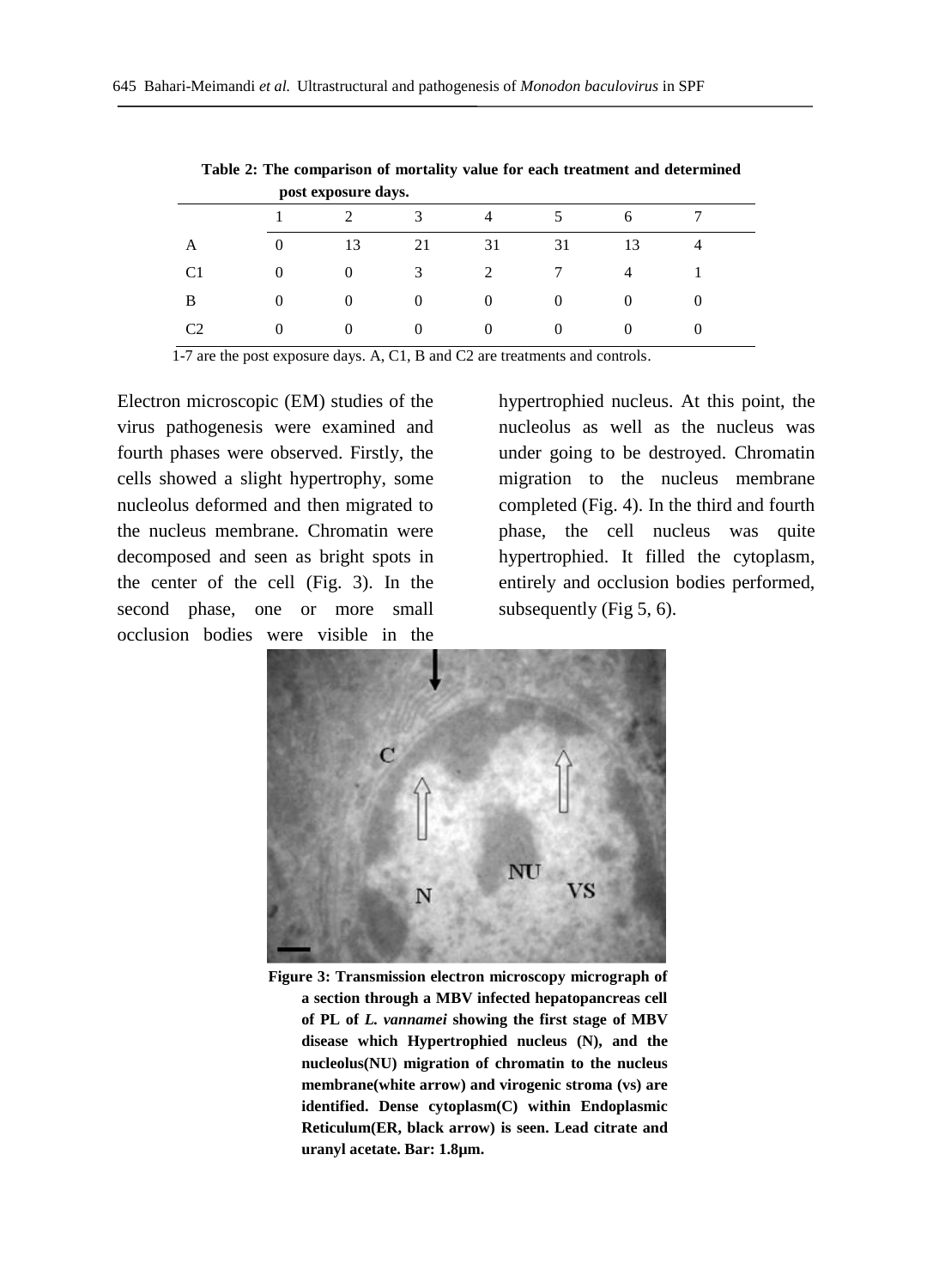**Table 2: The comparison of mortality value for each treatment and determined post exposure days.**

| | 1 | 2 | 3 | 4 | 5 | 6 | 7 |
|---|---|---|---|---|---|---|---|
| A | 0 | 13 | 21 | 31 | 31 | 13 | 4 |
| C1 | 0 | 0 | 3 | 2 | 7 | 4 | 1 |
| B | 0 | 0 | 0 | 0 | 0 | 0 | 0 |
| C2 | 0 | 0 | 0 | 0 | 0 | 0 | 0 |

1-7 are the post exposure days. A, C1, B and C2 are treatments and controls.

Electron microscopic (EM) studies of the virus pathogenesis were examined and fourth phases were observed. Firstly, the cells showed a slight hypertrophy, some nucleolus deformed and then migrated to the nucleus membrane. Chromatin were decomposed and seen as bright spots in the center of the cell (Fig. 3). In the second phase, one or more small occlusion bodies were visible in the hypertrophied nucleus. At this point, the nucleolus as well as the nucleus was under going to be destroyed. Chromatin migration to the nucleus membrane completed (Fig. 4). In the third and fourth phase, the cell nucleus was quite hypertrophied. It filled the cytoplasm, entirely and occlusion bodies performed, subsequently (Fig 5, 6).

**Figure 3: Transmission electron microscopy micrograph of a section through a MBV infected hepatopancreas cell of PL of *L. vannamei* showing the first stage of MBV disease which Hypertrophied nucleus (N), and the nucleolus(NU) migration of chromatin to the nucleus membrane(white arrow) and virogenic stroma (vs) are identified. Dense cytoplasm(C) within Endoplasmic Reticulum(ER, black arrow) is seen. Lead citrate and uranyl acetate. Bar: 1.8µm.**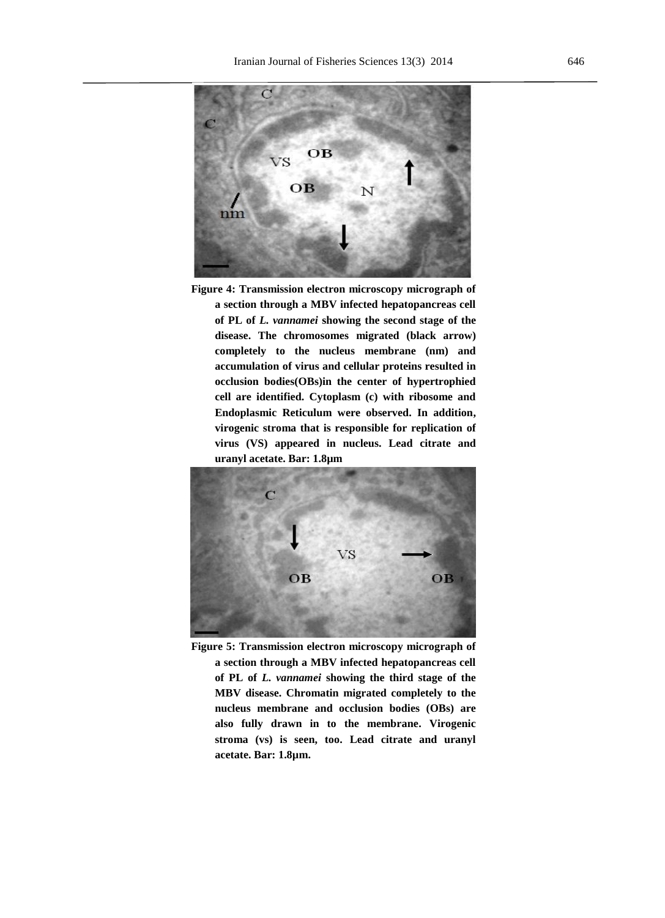**Figure 4: Transmission electron microscopy micrograph of a section through a MBV infected hepatopancreas cell of PL of *L. vannamei* showing the second stage of the disease. The chromosomes migrated (black arrow) completely to the nucleus membrane (nm) and accumulation of virus and cellular proteins resulted in occlusion bodies(OBs)in the center of hypertrophied cell are identified. Cytoplasm (c) with ribosome and Endoplasmic Reticulum were observed. In addition, virogenic stroma that is responsible for replication of virus (VS) appeared in nucleus. Lead citrate and uranyl acetate. Bar: 1.8µm**

**Figure 5: Transmission electron microscopy micrograph of a section through a MBV infected hepatopancreas cell of PL of *L. vannamei* showing the third stage of the MBV disease. Chromatin migrated completely to the nucleus membrane and occlusion bodies (OBs) are also fully drawn in to the membrane. Virogenic stroma (vs) is seen, too. Lead citrate and uranyl acetate. Bar: 1.8µm.**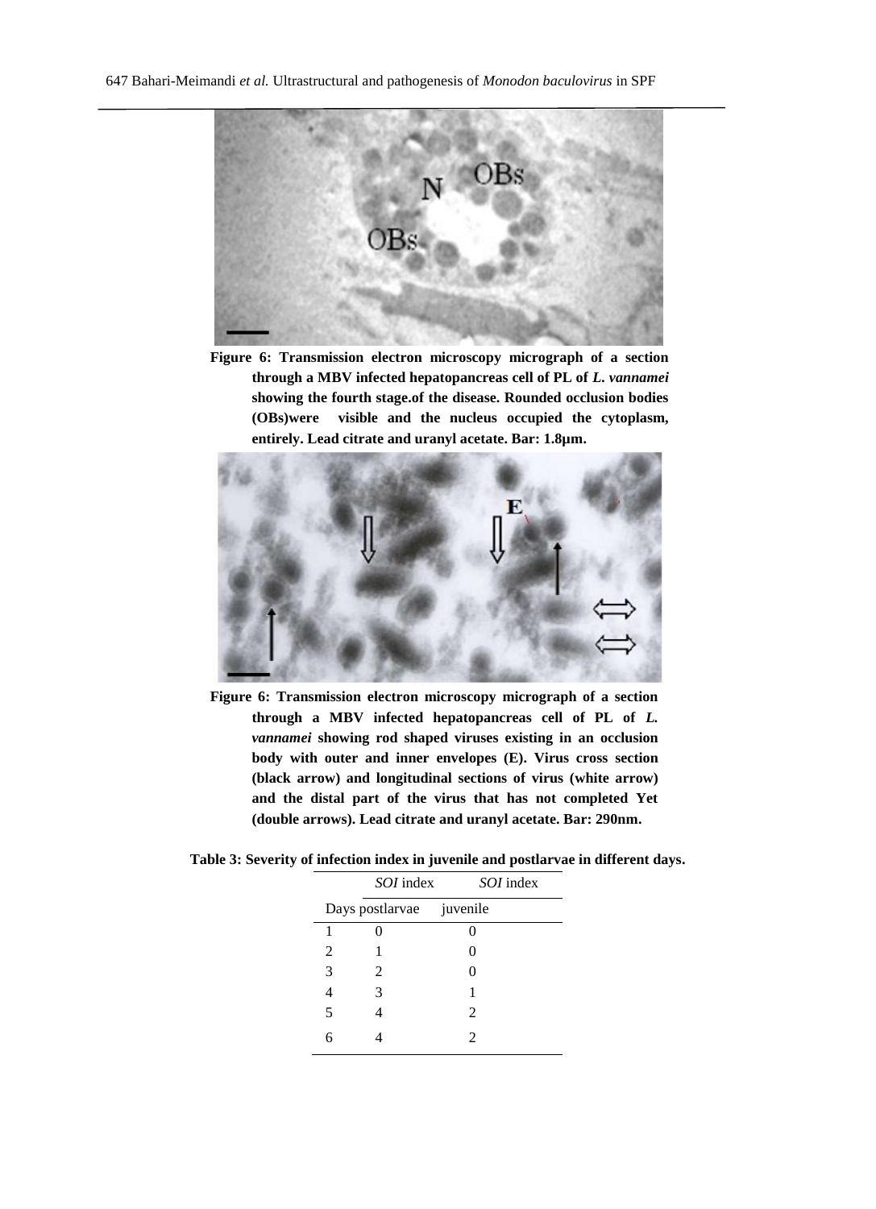**Figure 6: Transmission electron microscopy micrograph of a section through a MBV infected hepatopancreas cell of PL of *L. vannamei* showing the fourth stage.of the disease. Rounded occlusion bodies (OBs)were visible and the nucleus occupied the cytoplasm, entirely. Lead citrate and uranyl acetate. Bar: 1.8µm.**

**Figure 6: Transmission electron microscopy micrograph of a section through a MBV infected hepatopancreas cell of PL of *L. vannamei* showing rod shaped viruses existing in an occlusion body with outer and inner envelopes (E). Virus cross section (black arrow) and longitudinal sections of virus (white arrow) and the distal part of the virus that has not completed Yet (double arrows). Lead citrate and uranyl acetate. Bar: 290nm.**

**Table 3: Severity of infection index in juvenile and postlarvae in different days.**

| Days | *SOI* index postlarvae | *SOI* index juvenile |
|---|---|---|
| 1 | 0 | 0 |
| 2 | 1 | 0 |
| 3 | 2 | 0 |
| 4 | 3 | 1 |
| 5 | 4 | 2 |
| 6 | 4 | 2 |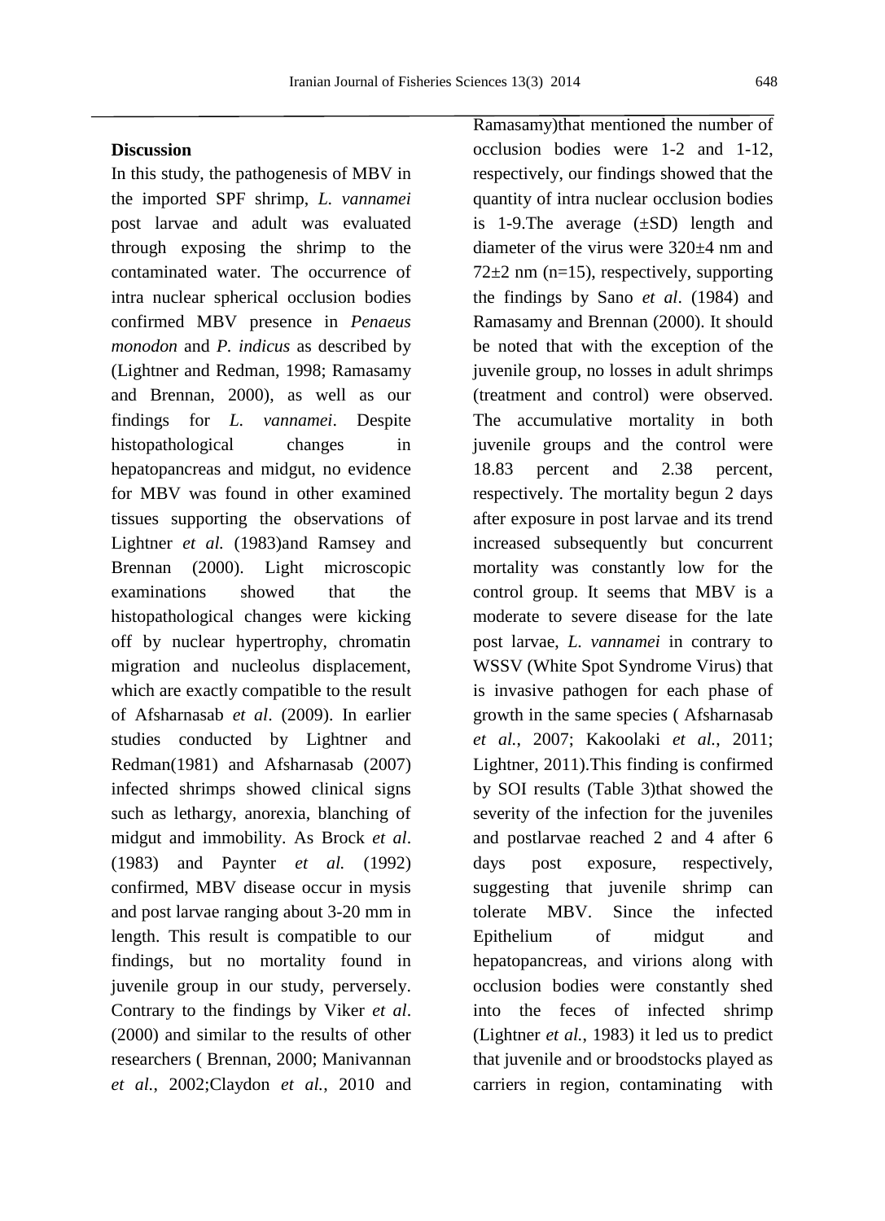## Discussion

In this study, the pathogenesis of MBV in the imported SPF shrimp, *L. vannamei* post larvae and adult was evaluated through exposing the shrimp to the contaminated water. The occurrence of intra nuclear spherical occlusion bodies confirmed MBV presence in *Penaeus monodon* and *P. indicus* as described by (Lightner and Redman, 1998; Ramasamy and Brennan, 2000), as well as our findings for *L. vannamei*. Despite histopathological changes in hepatopancreas and midgut, no evidence for MBV was found in other examined tissues supporting the observations of Lightner *et al.* (1983)and Ramsey and Brennan (2000). Light microscopic examinations showed that the histopathological changes were kicking off by nuclear hypertrophy, chromatin migration and nucleolus displacement, which are exactly compatible to the result of Afsharnasab *et al*. (2009). In earlier studies conducted by Lightner and Redman(1981) and Afsharnasab (2007) infected shrimps showed clinical signs such as lethargy, anorexia, blanching of midgut and immobility. As Brock *et al*. (1983) and Paynter *et al.* (1992) confirmed, MBV disease occur in mysis and post larvae ranging about 3-20 mm in length. This result is compatible to our findings, but no mortality found in juvenile group in our study, perversely. Contrary to the findings by Viker *et al*. (2000) and similar to the results of other researchers ( Brennan, 2000; Manivannan *et al.*, 2002;Claydon *et al.*, 2010 and Ramasamy)that mentioned the number of occlusion bodies were 1-2 and 1-12, respectively, our findings showed that the quantity of intra nuclear occlusion bodies is 1-9.The average (±SD) length and diameter of the virus were 320±4 nm and 72±2 nm (n=15), respectively, supporting the findings by Sano *et al*. (1984) and Ramasamy and Brennan (2000). It should be noted that with the exception of the juvenile group, no losses in adult shrimps (treatment and control) were observed. The accumulative mortality in both juvenile groups and the control were 18.83 percent and 2.38 percent, respectively. The mortality begun 2 days after exposure in post larvae and its trend increased subsequently but concurrent mortality was constantly low for the control group. It seems that MBV is a moderate to severe disease for the late post larvae, *L. vannamei* in contrary to WSSV (White Spot Syndrome Virus) that is invasive pathogen for each phase of growth in the same species ( Afsharnasab *et al.*, 2007; Kakoolaki *et al.*, 2011; Lightner, 2011).This finding is confirmed by SOI results (Table 3)that showed the severity of the infection for the juveniles and postlarvae reached 2 and 4 after 6 days post exposure, respectively, suggesting that juvenile shrimp can tolerate MBV. Since the infected Epithelium of midgut and hepatopancreas, and virions along with occlusion bodies were constantly shed into the feces of infected shrimp (Lightner *et al.*, 1983) it led us to predict that juvenile and or broodstocks played as carriers in region, contaminating with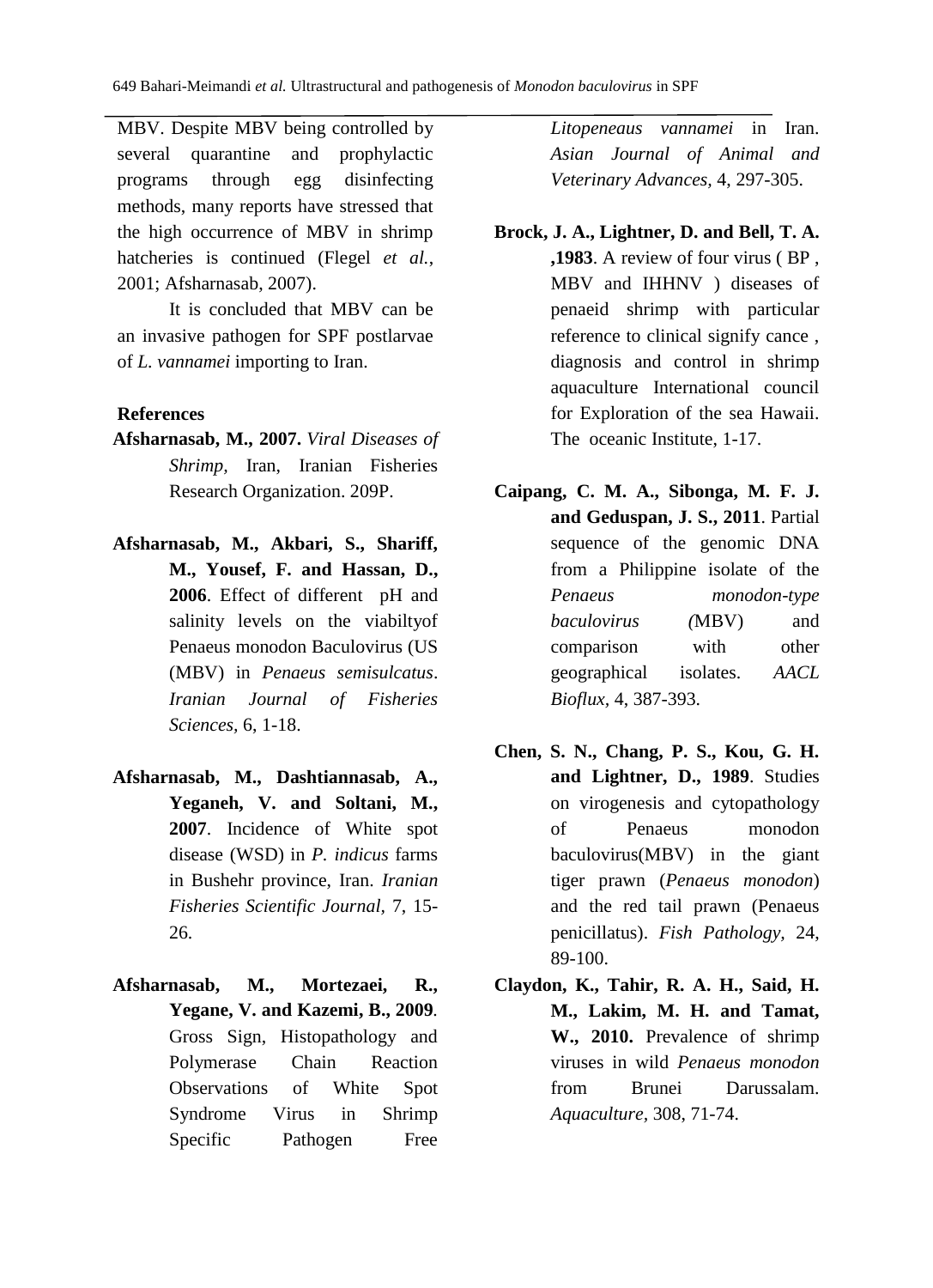MBV. Despite MBV being controlled by several quarantine and prophylactic programs through egg disinfecting methods, many reports have stressed that the high occurrence of MBV in shrimp hatcheries is continued (Flegel *et al.*, 2001; Afsharnasab, 2007).

It is concluded that MBV can be an invasive pathogen for SPF postlarvae of *L. vannamei* importing to Iran.

## References

**Afsharnasab, M., 2007.** *Viral Diseases of Shrimp,* Iran, Iranian Fisheries Research Organization. 209P.

**Afsharnasab, M., Akbari, S., Shariff, M., Yousef, F. and Hassan, D., 2006**. Effect of different pH and salinity levels on the viabiltyof Penaeus monodon Baculovirus (US (MBV) in *Penaeus semisulcatus*. *Iranian Journal of Fisheries Sciences,* 6, 1-18.

**Afsharnasab, M., Dashtiannasab, A., Yeganeh, V. and Soltani, M., 2007**. Incidence of White spot disease (WSD) in *P. indicus* farms in Bushehr province, Iran. *Iranian Fisheries Scientific Journal*, 7, 15-26.

**Afsharnasab, M., Mortezaei, R., Yegane, V. and Kazemi, B., 2009**. Gross Sign, Histopathology and Polymerase Chain Reaction Observations of White Spot Syndrome Virus in Shrimp Specific Pathogen Free *Litopeneaus vannamei* in Iran. *Asian Journal of Animal and Veterinary Advances,* 4, 297-305.

**Brock, J. A., Lightner, D. and Bell, T. A. ,1983**. A review of four virus ( BP , MBV and IHHNV ) diseases of penaeid shrimp with particular reference to clinical signify cance , diagnosis and control in shrimp aquaculture International council for Exploration of the sea Hawaii. The oceanic Institute, 1-17.

**Caipang, C. M. A., Sibonga, M. F. J. and Geduspan, J. S., 2011**. Partial sequence of the genomic DNA from a Philippine isolate of the *Penaeus monodon-type baculovirus (*MBV) and comparison with other geographical isolates. *AACL Bioflux,* 4, 387-393.

**Chen, S. N., Chang, P. S., Kou, G. H. and Lightner, D., 1989**. Studies on virogenesis and cytopathology of Penaeus monodon baculovirus(MBV) in the giant tiger prawn (*Penaeus monodon*) and the red tail prawn (Penaeus penicillatus). *Fish Pathology,* 24, 89-100.

**Claydon, K., Tahir, R. A. H., Said, H. M., Lakim, M. H. and Tamat, W., 2010.** Prevalence of shrimp viruses in wild *Penaeus monodon* from Brunei Darussalam. *Aquaculture,* 308, 71-74.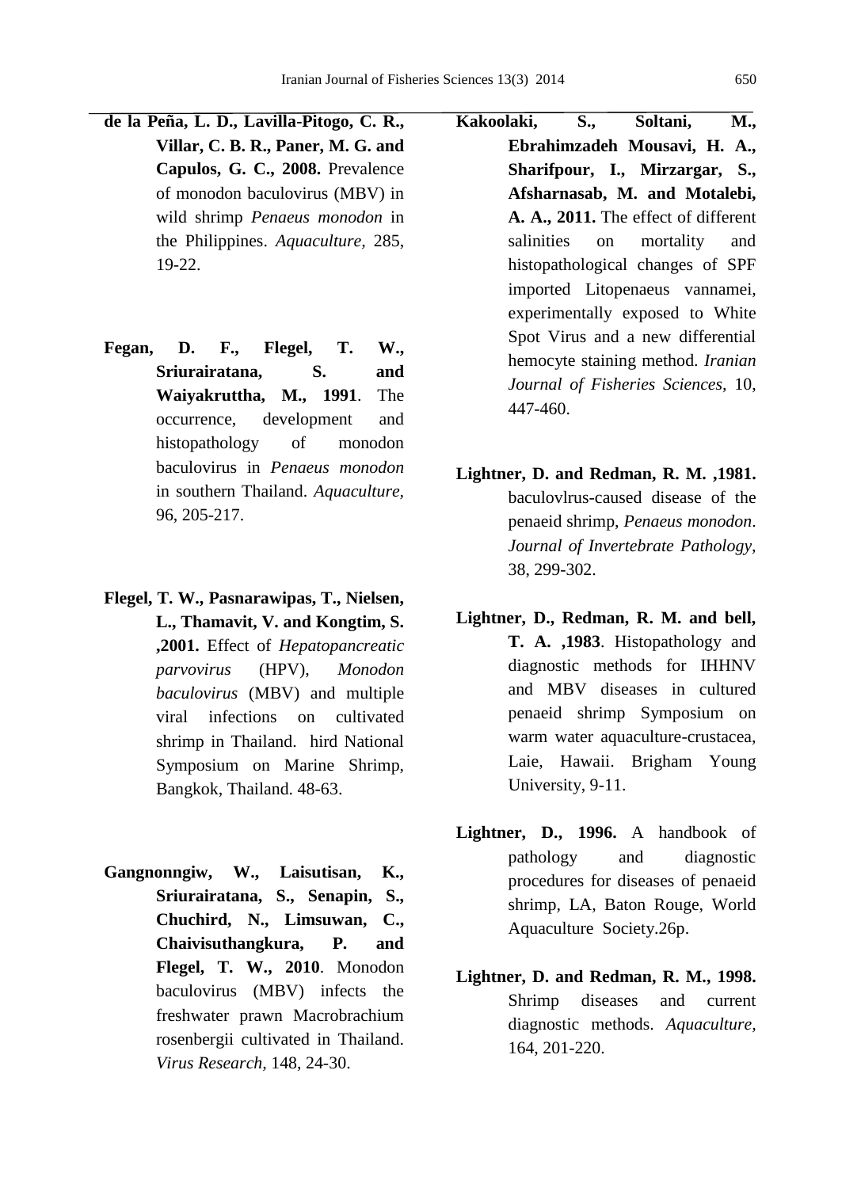**de la Peña, L. D., Lavilla-Pitogo, C. R., Villar, C. B. R., Paner, M. G. and Capulos, G. C., 2008.** Prevalence of monodon baculovirus (MBV) in wild shrimp *Penaeus monodon* in the Philippines. *Aquaculture,* 285, 19-22.

**Fegan, D. F., Flegel, T. W., Sriurairatana, S. and Waiyakruttha, M., 1991**. The occurrence, development and histopathology of monodon baculovirus in *Penaeus monodon* in southern Thailand. *Aquaculture,* 96, 205-217.

**Flegel, T. W., Pasnarawipas, T., Nielsen, L., Thamavit, V. and Kongtim, S. ,2001.** Effect of *Hepatopancreatic parvovirus* (HPV), *Monodon baculovirus* (MBV) and multiple viral infections on cultivated shrimp in Thailand. hird National Symposium on Marine Shrimp, Bangkok, Thailand. 48-63.

**Gangnonngiw, W., Laisutisan, K., Sriurairatana, S., Senapin, S., Chuchird, N., Limsuwan, C., Chaivisuthangkura, P. and Flegel, T. W., 2010**. Monodon baculovirus (MBV) infects the freshwater prawn Macrobrachium rosenbergii cultivated in Thailand. *Virus Research,* 148, 24-30.

**Kakoolaki, S., Soltani, M., Ebrahimzadeh Mousavi, H. A., Sharifpour, I., Mirzargar, S., Afsharnasab, M. and Motalebi, A. A., 2011.** The effect of different salinities on mortality and histopathological changes of SPF imported Litopenaeus vannamei, experimentally exposed to White Spot Virus and a new differential hemocyte staining method. *Iranian Journal of Fisheries Sciences,* 10, 447-460.

**Lightner, D. and Redman, R. M. ,1981.** baculovlrus-caused disease of the penaeid shrimp, *Penaeus monodon*. *Journal of Invertebrate Pathology,* 38, 299-302.

**Lightner, D., Redman, R. M. and bell, T. A. ,1983**. Histopathology and diagnostic methods for IHHNV and MBV diseases in cultured penaeid shrimp Symposium on warm water aquaculture-crustacea, Laie, Hawaii. Brigham Young University, 9-11.

**Lightner, D., 1996.** A handbook of pathology and diagnostic procedures for diseases of penaeid shrimp, LA, Baton Rouge, World Aquaculture Society.26p.

**Lightner, D. and Redman, R. M., 1998.** Shrimp diseases and current diagnostic methods. *Aquaculture,* 164, 201-220.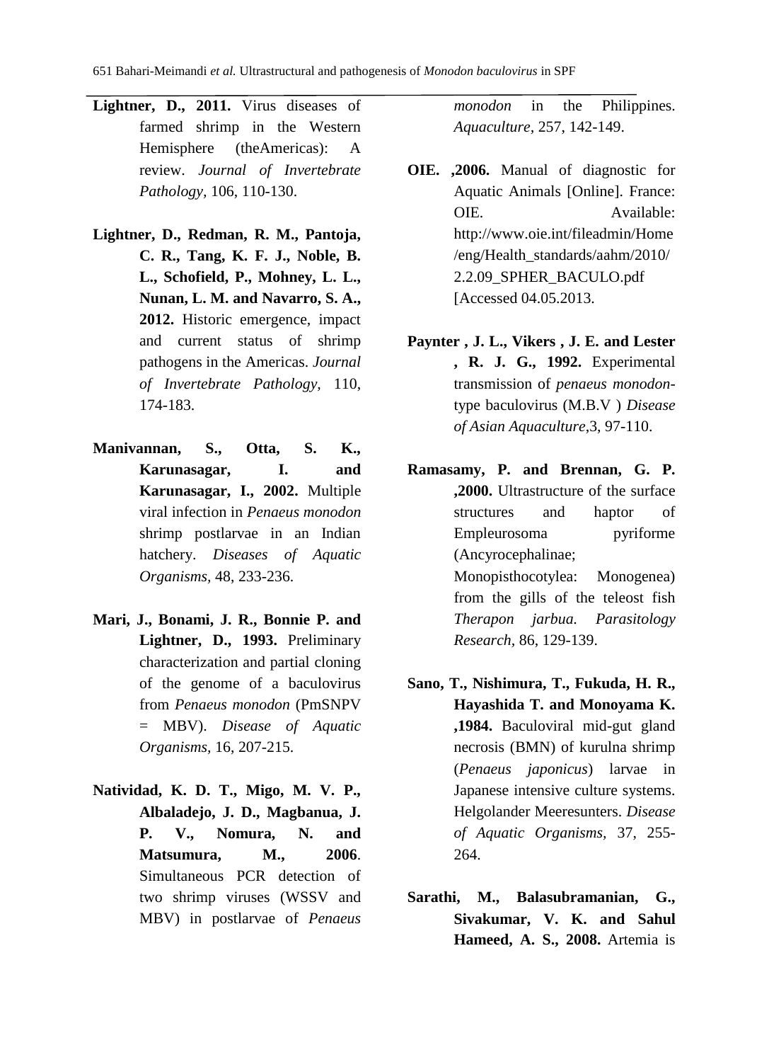**Lightner, D., 2011.** Virus diseases of farmed shrimp in the Western Hemisphere (theAmericas): A review. *Journal of Invertebrate Pathology,* 106, 110-130.

**Lightner, D., Redman, R. M., Pantoja, C. R., Tang, K. F. J., Noble, B. L., Schofield, P., Mohney, L. L., Nunan, L. M. and Navarro, S. A., 2012.** Historic emergence, impact and current status of shrimp pathogens in the Americas. *Journal of Invertebrate Pathology,* 110, 174-183.

**Manivannan, S., Otta, S. K., Karunasagar, I. and Karunasagar, I., 2002.** Multiple viral infection in *Penaeus monodon* shrimp postlarvae in an Indian hatchery. *Diseases of Aquatic Organisms,* 48, 233-236.

**Mari, J., Bonami, J. R., Bonnie P. and Lightner, D., 1993.** Preliminary characterization and partial cloning of the genome of a baculovirus from *Penaeus monodon* (PmSNPV = MBV). *Disease of Aquatic Organisms,* 16, 207-215.

**Natividad, K. D. T., Migo, M. V. P., Albaladejo, J. D., Magbanua, J. P. V., Nomura, N. and Matsumura, M., 2006**. Simultaneous PCR detection of two shrimp viruses (WSSV and MBV) in postlarvae of *Penaeus monodon* in the Philippines. *Aquaculture,* 257, 142-149.

**OIE. ,2006.** Manual of diagnostic for Aquatic Animals [Online]. France: OIE. Available: http://www.oie.int/fileadmin/Home/eng/Health_standards/aahm/2010/2.2.09_SPHER_BACULO.pdf [Accessed 04.05.2013.

**Paynter , J. L., Vikers , J. E. and Lester , R. J. G., 1992.** Experimental transmission of *penaeus monodon*-type baculovirus (M.B.V ) *Disease of Asian Aquaculture*,3, 97-110.

**Ramasamy, P. and Brennan, G. P. ,2000.** Ultrastructure of the surface structures and haptor of Empleurosoma pyriforme (Ancyrocephalinae; Monopisthocotylea: Monogenea) from the gills of the teleost fish *Therapon jarbua. Parasitology Research,* 86, 129-139.

**Sano, T., Nishimura, T., Fukuda, H. R., Hayashida T. and Monoyama K. ,1984.** Baculoviral mid-gut gland necrosis (BMN) of kurulna shrimp (*Penaeus japonicus*) larvae in Japanese intensive culture systems. Helgolander Meeresunters. *Disease of Aquatic Organisms,* 37, 255-264.

**Sarathi, M., Balasubramanian, G., Sivakumar, V. K. and Sahul Hameed, A. S., 2008.** Artemia is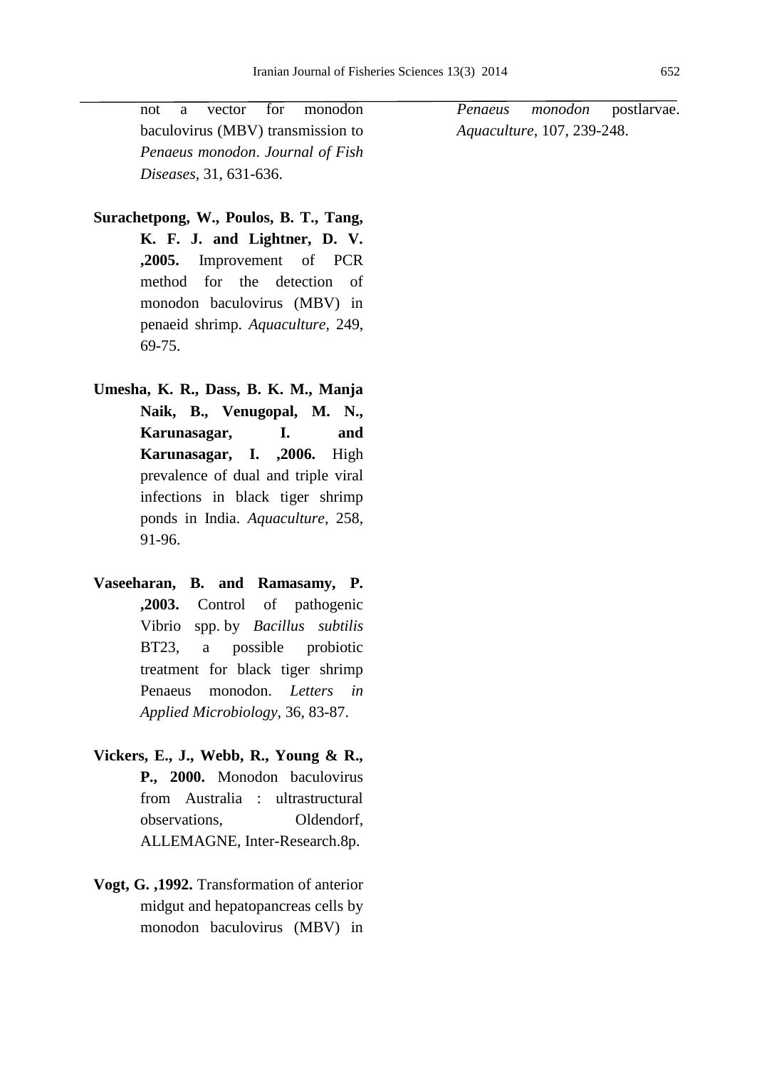not a vector for monodon baculovirus (MBV) transmission to *Penaeus monodon*. *Journal of Fish Diseases*, 31, 631-636.

**Surachetpong, W., Poulos, B. T., Tang, K. F. J. and Lightner, D. V. ,2005.** Improvement of PCR method for the detection of monodon baculovirus (MBV) in penaeid shrimp. *Aquaculture,* 249, 69-75.

**Umesha, K. R., Dass, B. K. M., Manja Naik, B., Venugopal, M. N., Karunasagar, I. and Karunasagar, I. ,2006.** High prevalence of dual and triple viral infections in black tiger shrimp ponds in India. *Aquaculture,* 258, 91-96.

**Vaseeharan, B. and Ramasamy, P. ,2003.** Control of pathogenic Vibrio spp. by *Bacillus subtilis* BT23, a possible probiotic treatment for black tiger shrimp Penaeus monodon. *Letters in Applied Microbiology*, 36, 83-87.

**Vickers, E., J., Webb, R., Young & R., P., 2000.** Monodon baculovirus from Australia : ultrastructural observations, Oldendorf, ALLEMAGNE, Inter-Research.8p.

**Vogt, G. ,1992.** Transformation of anterior midgut and hepatopancreas cells by monodon baculovirus (MBV) in *Penaeus monodon* postlarvae. *Aquaculture*, 107, 239-248.